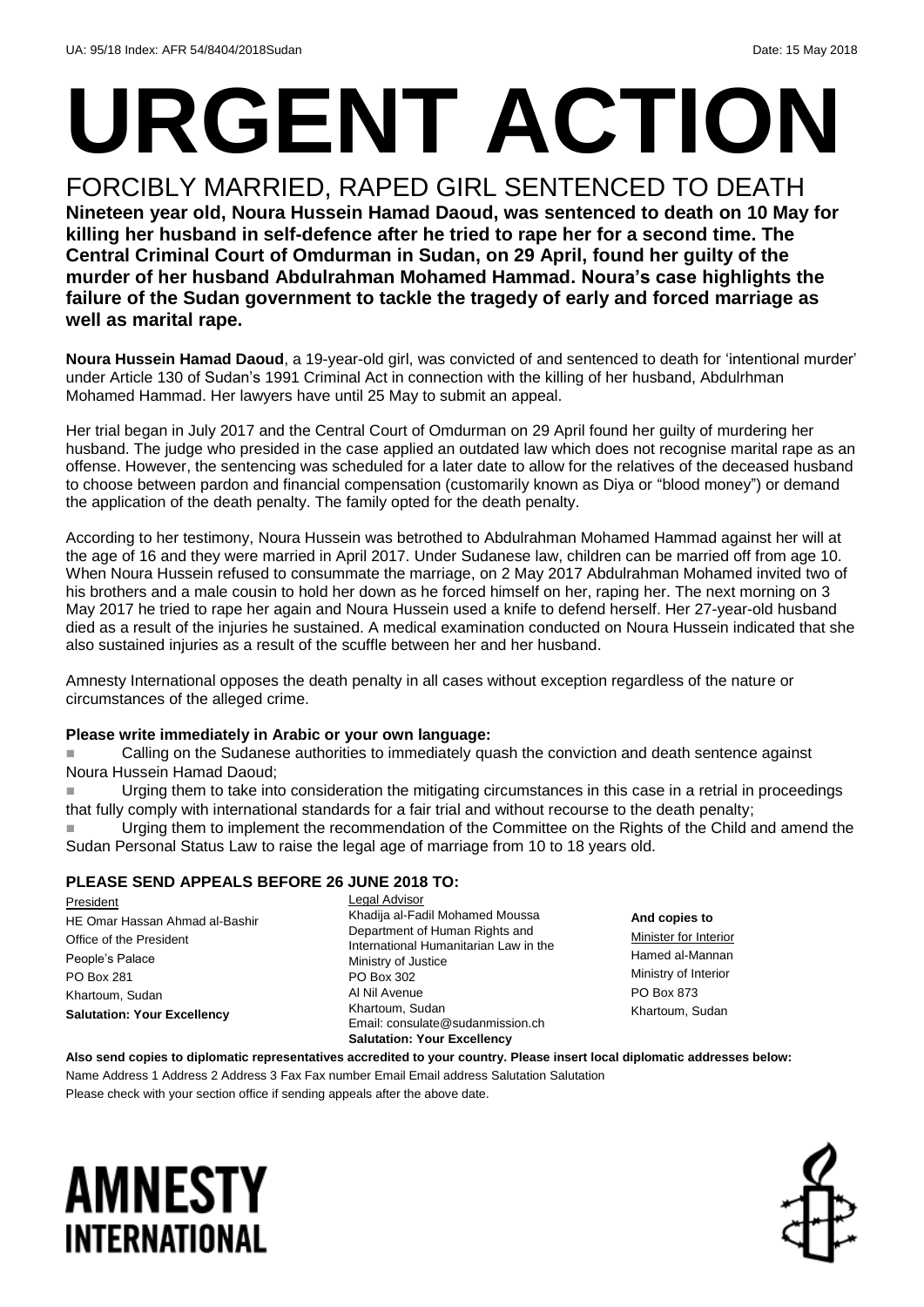UA: 95/18 Index: AFR 54/8404/2018Sudan Date: 15 May 2018

# URGENT ACTION

## FORCIBLY MARRIED, RAPED GIRL SENTENCED TO DEATH

**Nineteen year old, Noura Hussein Hamad Daoud, was sentenced to death on 10 May for killing her husband in self-defence after he tried to rape her for a second time. The Central Criminal Court of Omdurman in Sudan, on 29 April, found her guilty of the murder of her husband Abdulrahman Mohamed Hammad. Noura's case highlights the failure of the Sudan government to tackle the tragedy of early and forced marriage as well as marital rape.**

**Noura Hussein Hamad Daoud**, a 19-year-old girl, was convicted of and sentenced to death for 'intentional murder' under Article 130 of Sudan's 1991 Criminal Act in connection with the killing of her husband, Abdulrhman Mohamed Hammad. Her lawyers have until 25 May to submit an appeal.

Her trial began in July 2017 and the Central Court of Omdurman on 29 April found her guilty of murdering her husband. The judge who presided in the case applied an outdated law which does not recognise marital rape as an offense. However, the sentencing was scheduled for a later date to allow for the relatives of the deceased husband to choose between pardon and financial compensation (customarily known as Diya or "blood money") or demand the application of the death penalty. The family opted for the death penalty.

According to her testimony, Noura Hussein was betrothed to Abdulrahman Mohamed Hammad against her will at the age of 16 and they were married in April 2017. Under Sudanese law, children can be married off from age 10. When Noura Hussein refused to consummate the marriage, on 2 May 2017 Abdulrahman Mohamed invited two of his brothers and a male cousin to hold her down as he forced himself on her, raping her. The next morning on 3 May 2017 he tried to rape her again and Noura Hussein used a knife to defend herself. Her 27-year-old husband died as a result of the injuries he sustained. A medical examination conducted on Noura Hussein indicated that she also sustained injuries as a result of the scuffle between her and her husband.

Amnesty International opposes the death penalty in all cases without exception regardless of the nature or circumstances of the alleged crime.

**Please write immediately in Arabic or your own language:**

- Calling on the Sudanese authorities to immediately quash the conviction and death sentence against Noura Hussein Hamad Daoud;
- Urging them to take into consideration the mitigating circumstances in this case in a retrial in proceedings that fully comply with international standards for a fair trial and without recourse to the death penalty;
- Urging them to implement the recommendation of the Committee on the Rights of the Child and amend the Sudan Personal Status Law to raise the legal age of marriage from 10 to 18 years old.

**PLEASE SEND APPEALS BEFORE 26 JUNE 2018 TO:**

President
HE Omar Hassan Ahmad al-Bashir
Office of the President
People's Palace
PO Box 281
Khartoum, Sudan
**Salutation: Your Excellency**

Legal Advisor
Khadija al-Fadil Mohamed Moussa
Department of Human Rights and International Humanitarian Law in the Ministry of Justice
PO Box 302
Al Nil Avenue
Khartoum, Sudan
Email: consulate@sudanmission.ch
**Salutation: Your Excellency**

**And copies to**
Minister for Interior
Hamed al-Mannan
Ministry of Interior
PO Box 873
Khartoum, Sudan

**Also send copies to diplomatic representatives accredited to your country. Please insert local diplomatic addresses below:**

Name Address 1 Address 2 Address 3 Fax Fax number Email Email address Salutation Salutation

Please check with your section office if sending appeals after the above date.

AMNESTY INTERNATIONAL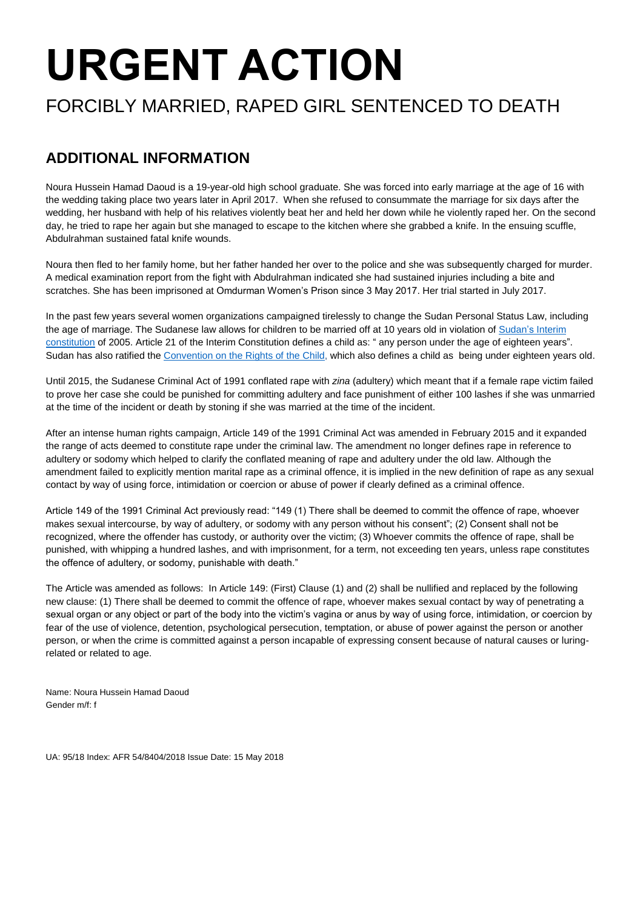# URGENT ACTION

## FORCIBLY MARRIED, RAPED GIRL SENTENCED TO DEATH

### ADDITIONAL INFORMATION

Noura Hussein Hamad Daoud is a 19-year-old high school graduate. She was forced into early marriage at the age of 16 with the wedding taking place two years later in April 2017. When she refused to consummate the marriage for six days after the wedding, her husband with help of his relatives violently beat her and held her down while he violently raped her. On the second day, he tried to rape her again but she managed to escape to the kitchen where she grabbed a knife. In the ensuing scuffle, Abdulrahman sustained fatal knife wounds.

Noura then fled to her family home, but her father handed her over to the police and she was subsequently charged for murder. A medical examination report from the fight with Abdulrahman indicated she had sustained injuries including a bite and scratches. She has been imprisoned at Omdurman Women's Prison since 3 May 2017. Her trial started in July 2017.

In the past few years several women organizations campaigned tirelessly to change the Sudan Personal Status Law, including the age of marriage. The Sudanese law allows for children to be married off at 10 years old in violation of Sudan's Interim constitution of 2005. Article 21 of the Interim Constitution defines a child as: " any person under the age of eighteen years". Sudan has also ratified the Convention on the Rights of the Child, which also defines a child as being under eighteen years old.

Until 2015, the Sudanese Criminal Act of 1991 conflated rape with *zina* (adultery) which meant that if a female rape victim failed to prove her case she could be punished for committing adultery and face punishment of either 100 lashes if she was unmarried at the time of the incident or death by stoning if she was married at the time of the incident.

After an intense human rights campaign, Article 149 of the 1991 Criminal Act was amended in February 2015 and it expanded the range of acts deemed to constitute rape under the criminal law. The amendment no longer defines rape in reference to adultery or sodomy which helped to clarify the conflated meaning of rape and adultery under the old law. Although the amendment failed to explicitly mention marital rape as a criminal offence, it is implied in the new definition of rape as any sexual contact by way of using force, intimidation or coercion or abuse of power if clearly defined as a criminal offence.

Article 149 of the 1991 Criminal Act previously read: "149 (1) There shall be deemed to commit the offence of rape, whoever makes sexual intercourse, by way of adultery, or sodomy with any person without his consent"; (2) Consent shall not be recognized, where the offender has custody, or authority over the victim; (3) Whoever commits the offence of rape, shall be punished, with whipping a hundred lashes, and with imprisonment, for a term, not exceeding ten years, unless rape constitutes the offence of adultery, or sodomy, punishable with death."

The Article was amended as follows: In Article 149: (First) Clause (1) and (2) shall be nullified and replaced by the following new clause: (1) There shall be deemed to commit the offence of rape, whoever makes sexual contact by way of penetrating a sexual organ or any object or part of the body into the victim's vagina or anus by way of using force, intimidation, or coercion by fear of the use of violence, detention, psychological persecution, temptation, or abuse of power against the person or another person, or when the crime is committed against a person incapable of expressing consent because of natural causes or luring-related or related to age.

Name: Noura Hussein Hamad Daoud
Gender m/f: f

UA: 95/18 Index: AFR 54/8404/2018 Issue Date: 15 May 2018